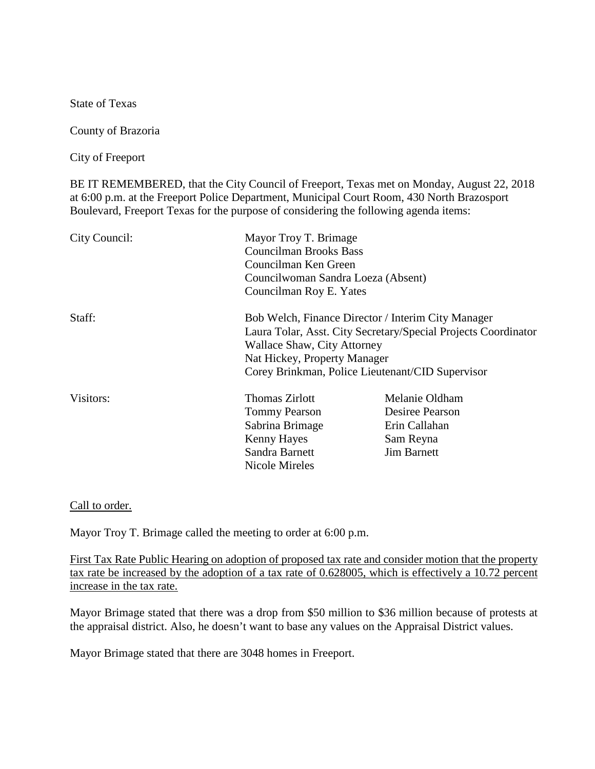State of Texas

County of Brazoria

City of Freeport

BE IT REMEMBERED, that the City Council of Freeport, Texas met on Monday, August 22, 2018 at 6:00 p.m. at the Freeport Police Department, Municipal Court Room, 430 North Brazosport Boulevard, Freeport Texas for the purpose of considering the following agenda items:

| | | |
|---|---|---|
| City Council: | Mayor Troy T. Brimage<br>Councilman Brooks Bass<br>Councilman Ken Green<br>Councilwoman Sandra Loeza (Absent)<br>Councilman Roy E. Yates | |
| Staff: | Bob Welch, Finance Director / Interim City Manager<br>Laura Tolar, Asst. City Secretary/Special Projects Coordinator<br>Wallace Shaw, City Attorney<br>Nat Hickey, Property Manager<br>Corey Brinkman, Police Lieutenant/CID Supervisor | |
| Visitors: | Thomas Zirlott<br>Tommy Pearson<br>Sabrina Brimage<br>Kenny Hayes<br>Sandra Barnett<br>Nicole Mireles | Melanie Oldham<br>Desiree Pearson<br>Erin Callahan<br>Sam Reyna<br>Jim Barnett |

Call to order.

Mayor Troy T. Brimage called the meeting to order at 6:00 p.m.

First Tax Rate Public Hearing on adoption of proposed tax rate and consider motion that the property tax rate be increased by the adoption of a tax rate of 0.628005, which is effectively a 10.72 percent increase in the tax rate.

Mayor Brimage stated that there was a drop from $50 million to $36 million because of protests at the appraisal district. Also, he doesn't want to base any values on the Appraisal District values.

Mayor Brimage stated that there are 3048 homes in Freeport.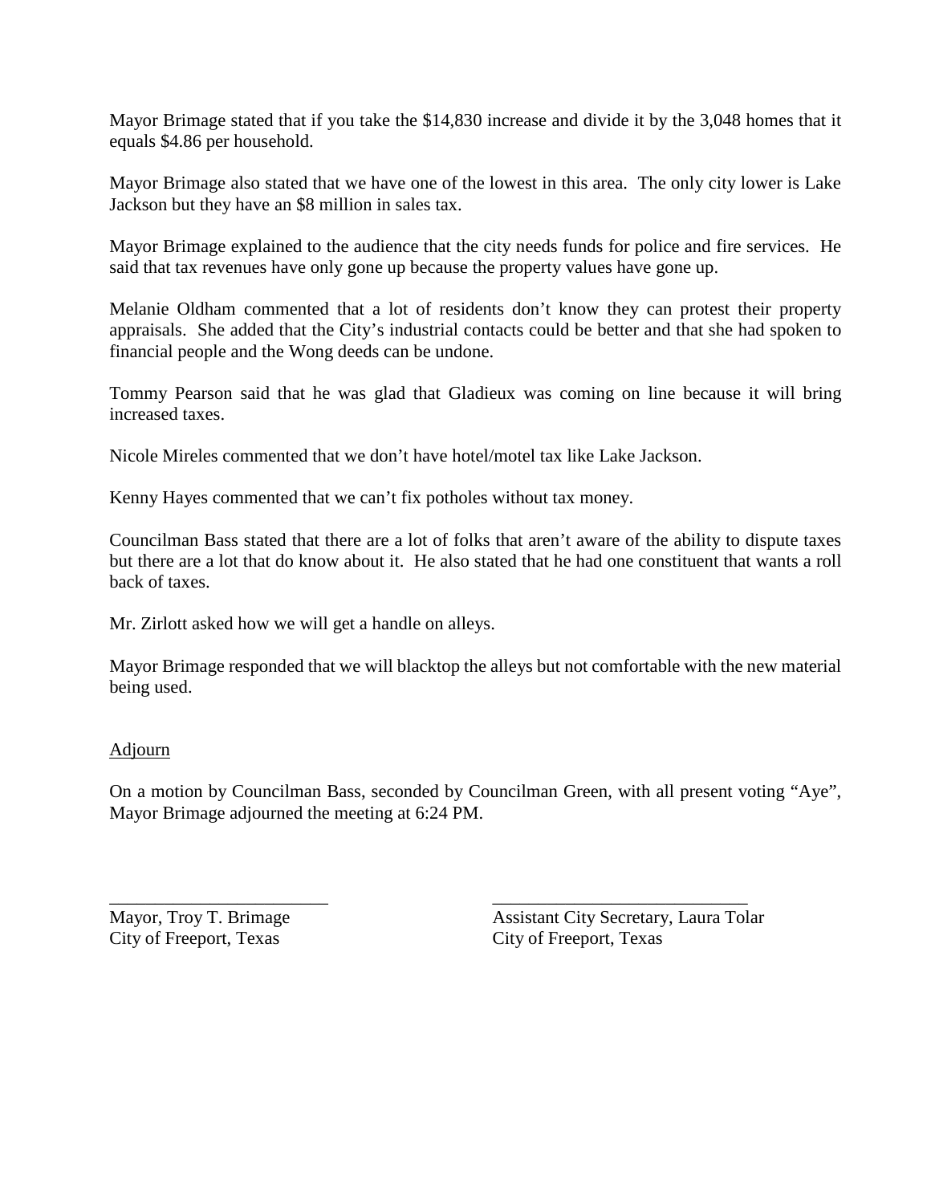Mayor Brimage stated that if you take the $14,830 increase and divide it by the 3,048 homes that it equals $4.86 per household.

Mayor Brimage also stated that we have one of the lowest in this area. The only city lower is Lake Jackson but they have an $8 million in sales tax.

Mayor Brimage explained to the audience that the city needs funds for police and fire services. He said that tax revenues have only gone up because the property values have gone up.

Melanie Oldham commented that a lot of residents don't know they can protest their property appraisals. She added that the City's industrial contacts could be better and that she had spoken to financial people and the Wong deeds can be undone.

Tommy Pearson said that he was glad that Gladieux was coming on line because it will bring increased taxes.

Nicole Mireles commented that we don't have hotel/motel tax like Lake Jackson.

Kenny Hayes commented that we can't fix potholes without tax money.

Councilman Bass stated that there are a lot of folks that aren't aware of the ability to dispute taxes but there are a lot that do know about it. He also stated that he had one constituent that wants a roll back of taxes.

Mr. Zirlott asked how we will get a handle on alleys.

Mayor Brimage responded that we will blacktop the alleys but not comfortable with the new material being used.

## Adjourn

On a motion by Councilman Bass, seconded by Councilman Green, with all present voting "Aye", Mayor Brimage adjourned the meeting at 6:24 PM.

\_\_\_\_\_\_\_\_\_\_\_\_\_\_\_\_\_\_\_\_\_\_\_\_\_\_
Mayor, Troy T. Brimage
City of Freeport, Texas

\_\_\_\_\_\_\_\_\_\_\_\_\_\_\_\_\_\_\_\_\_\_\_\_\_\_
Assistant City Secretary, Laura Tolar
City of Freeport, Texas